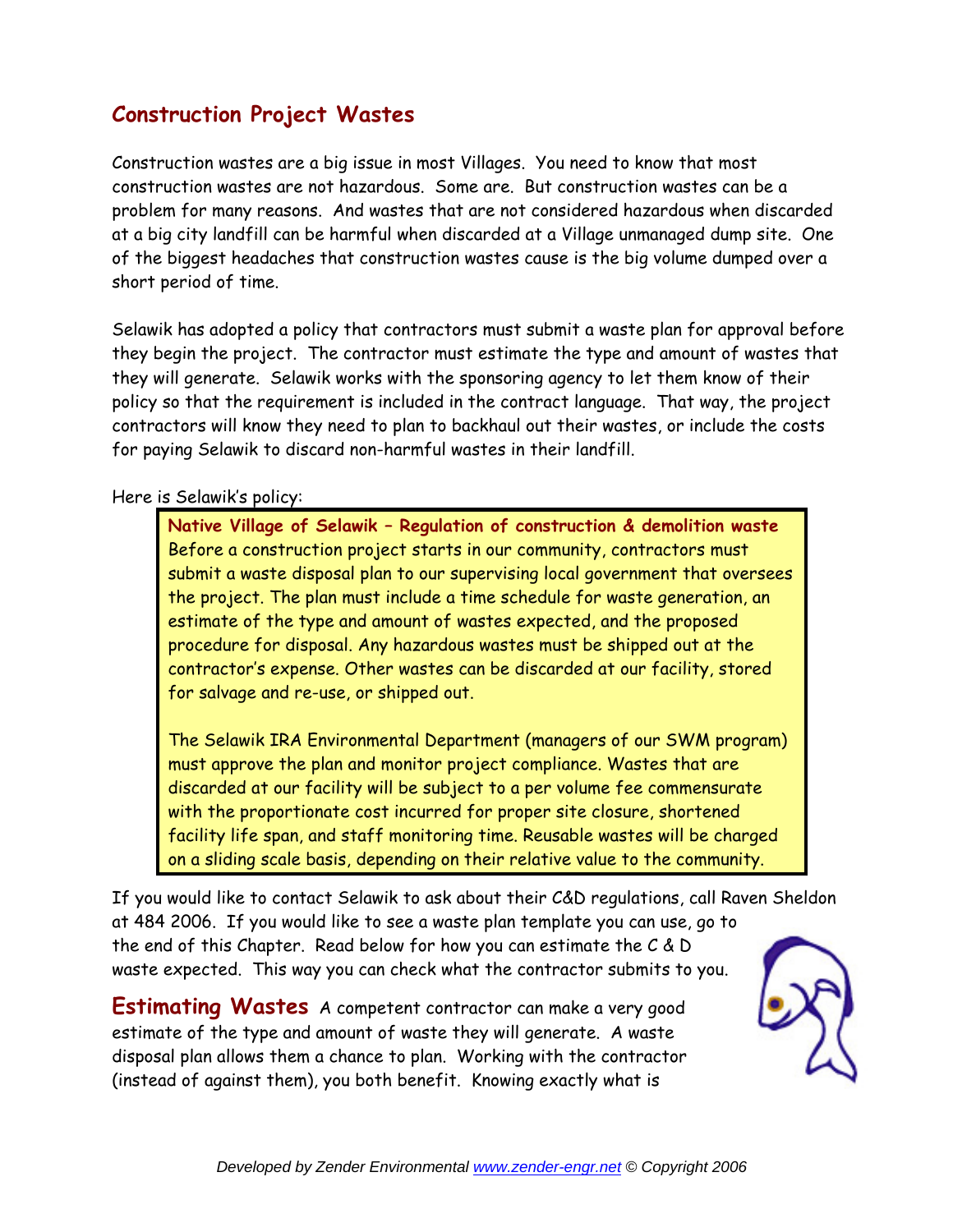## Construction Project Wastes

Construction wastes are a big issue in most Villages. You need to know that most construction wastes are not hazardous. Some are. But construction wastes can be a problem for many reasons. And wastes that are not considered hazardous when discarded at a big city landfill can be harmful when discarded at a Village unmanaged dump site. One of the biggest headaches that construction wastes cause is the big volume dumped over a short period of time.

Selawik has adopted a policy that contractors must submit a waste plan for approval before they begin the project. The contractor must estimate the type and amount of wastes that they will generate. Selawik works with the sponsoring agency to let them know of their policy so that the requirement is included in the contract language. That way, the project contractors will know they need to plan to backhaul out their wastes, or include the costs for paying Selawik to discard non-harmful wastes in their landfill.

Here is Selawik's policy:

> **Native Village of Selawik – Regulation of construction & demolition waste**
> Before a construction project starts in our community, contractors must submit a waste disposal plan to our supervising local government that oversees the project. The plan must include a time schedule for waste generation, an estimate of the type and amount of wastes expected, and the proposed procedure for disposal. Any hazardous wastes must be shipped out at the contractor's expense. Other wastes can be discarded at our facility, stored for salvage and re-use, or shipped out.
>
> The Selawik IRA Environmental Department (managers of our SWM program) must approve the plan and monitor project compliance. Wastes that are discarded at our facility will be subject to a per volume fee commensurate with the proportionate cost incurred for proper site closure, shortened facility life span, and staff monitoring time. Reusable wastes will be charged on a sliding scale basis, depending on their relative value to the community.

If you would like to contact Selawik to ask about their C&D regulations, call Raven Sheldon at 484 2006. If you would like to see a waste plan template you can use, go to the end of this Chapter. Read below for how you can estimate the C & D waste expected. This way you can check what the contractor submits to you.

**Estimating Wastes** A competent contractor can make a very good estimate of the type and amount of waste they will generate. A waste disposal plan allows them a chance to plan. Working with the contractor (instead of against them), you both benefit. Knowing exactly what is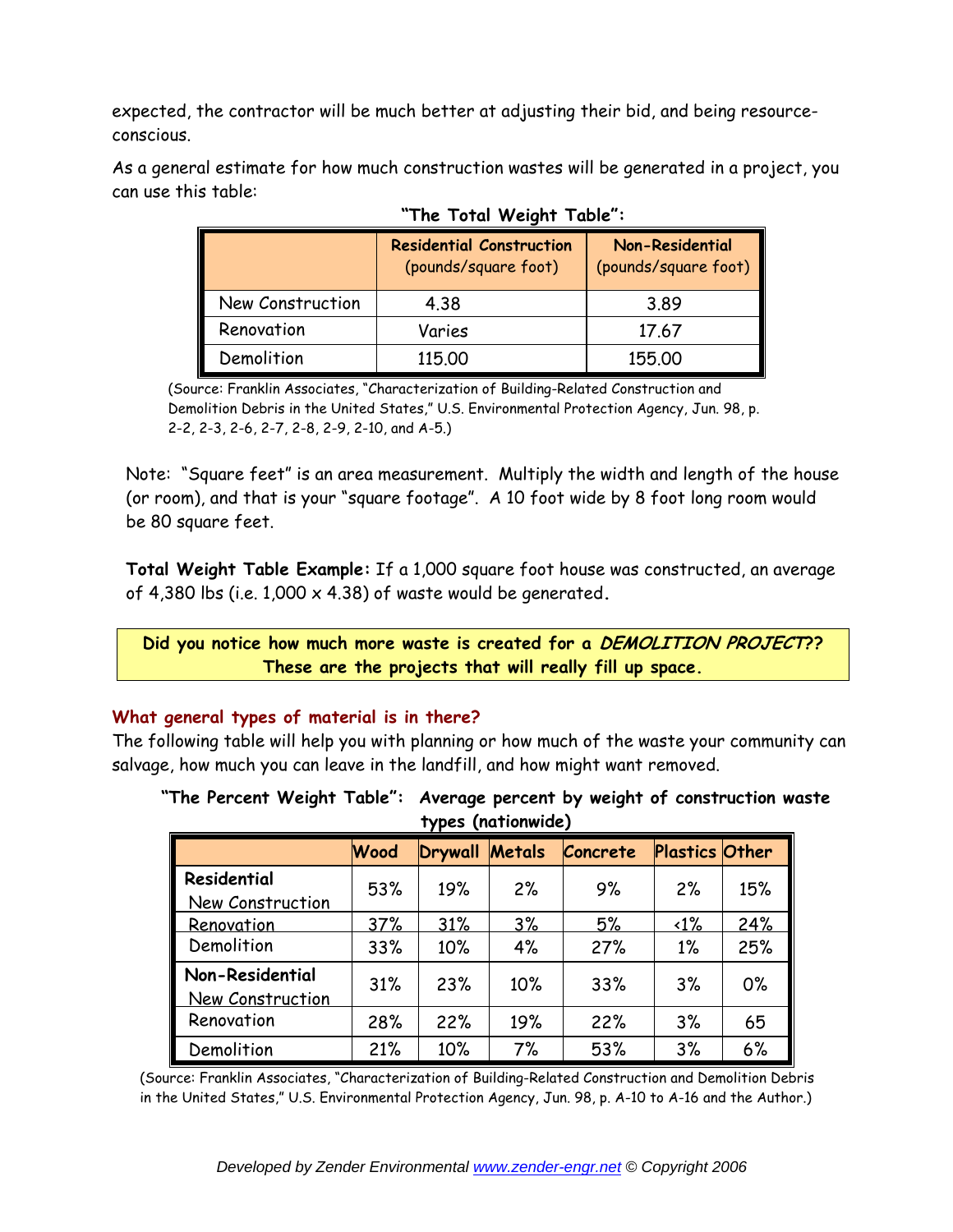expected, the contractor will be much better at adjusting their bid, and being resource-conscious.

As a general estimate for how much construction wastes will be generated in a project, you can use this table:

**"The Total Weight Table":**

| | Residential Construction (pounds/square foot) | Non-Residential (pounds/square foot) |
|---|---|---|
| New Construction | 4.38 | 3.89 |
| Renovation | Varies | 17.67 |
| Demolition | 115.00 | 155.00 |

(Source: Franklin Associates, "Characterization of Building-Related Construction and Demolition Debris in the United States," U.S. Environmental Protection Agency, Jun. 98, p. 2-2, 2-3, 2-6, 2-7, 2-8, 2-9, 2-10, and A-5.)

Note: "Square feet" is an area measurement. Multiply the width and length of the house (or room), and that is your "square footage". A 10 foot wide by 8 foot long room would be 80 square feet.

**Total Weight Table Example:** If a 1,000 square foot house was constructed, an average of 4,380 lbs (i.e. 1,000 x 4.38) of waste would be generated.

**Did you notice how much more waste is created for a *DEMOLITION PROJECT*?? These are the projects that will really fill up space.**

### What general types of material is in there?

The following table will help you with planning or how much of the waste your community can salvage, how much you can leave in the landfill, and how might want removed.

**"The Percent Weight Table": Average percent by weight of construction waste types (nationwide)**

| | Wood | Drywall | Metals | Concrete | Plastics | Other |
|---|---|---|---|---|---|---|
| **Residential** New Construction | 53% | 19% | 2% | 9% | 2% | 15% |
| Renovation | 37% | 31% | 3% | 5% | <1% | 24% |
| Demolition | 33% | 10% | 4% | 27% | 1% | 25% |
| **Non-Residential** New Construction | 31% | 23% | 10% | 33% | 3% | 0% |
| Renovation | 28% | 22% | 19% | 22% | 3% | 65 |
| Demolition | 21% | 10% | 7% | 53% | 3% | 6% |

(Source: Franklin Associates, "Characterization of Building-Related Construction and Demolition Debris in the United States," U.S. Environmental Protection Agency, Jun. 98, p. A-10 to A-16 and the Author.)

Developed by Zender Environmental www.zender-engr.net © Copyright 2006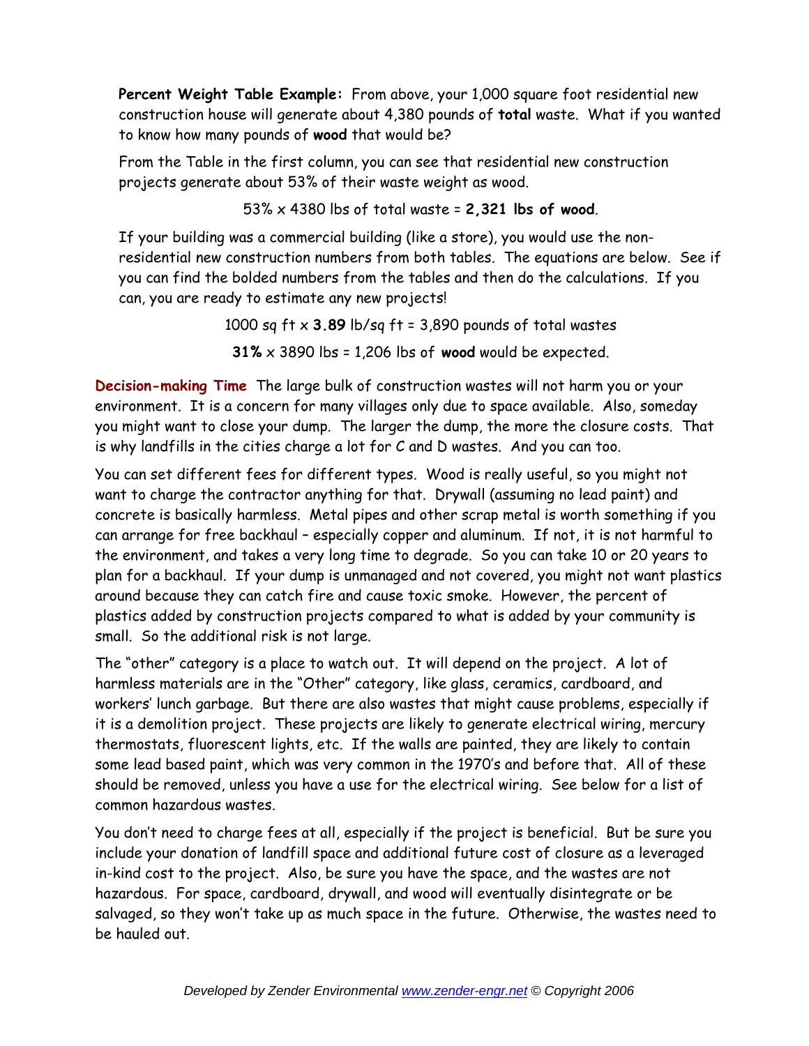**Percent Weight Table Example:** From above, your 1,000 square foot residential new construction house will generate about 4,380 pounds of **total** waste. What if you wanted to know how many pounds of **wood** that would be?

From the Table in the first column, you can see that residential new construction projects generate about 53% of their waste weight as wood.

53% x 4380 lbs of total waste = **2,321 lbs of wood**.

If your building was a commercial building (like a store), you would use the non-residential new construction numbers from both tables. The equations are below. See if you can find the bolded numbers from the tables and then do the calculations. If you can, you are ready to estimate any new projects!

1000 sq ft x **3.89** lb/sq ft = 3,890 pounds of total wastes

**31%** x 3890 lbs = 1,206 lbs of **wood** would be expected.

**Decision-making Time** The large bulk of construction wastes will not harm you or your environment. It is a concern for many villages only due to space available. Also, someday you might want to close your dump. The larger the dump, the more the closure costs. That is why landfills in the cities charge a lot for C and D wastes. And you can too.

You can set different fees for different types. Wood is really useful, so you might not want to charge the contractor anything for that. Drywall (assuming no lead paint) and concrete is basically harmless. Metal pipes and other scrap metal is worth something if you can arrange for free backhaul – especially copper and aluminum. If not, it is not harmful to the environment, and takes a very long time to degrade. So you can take 10 or 20 years to plan for a backhaul. If your dump is unmanaged and not covered, you might not want plastics around because they can catch fire and cause toxic smoke. However, the percent of plastics added by construction projects compared to what is added by your community is small. So the additional risk is not large.

The "other" category is a place to watch out. It will depend on the project. A lot of harmless materials are in the "Other" category, like glass, ceramics, cardboard, and workers' lunch garbage. But there are also wastes that might cause problems, especially if it is a demolition project. These projects are likely to generate electrical wiring, mercury thermostats, fluorescent lights, etc. If the walls are painted, they are likely to contain some lead based paint, which was very common in the 1970's and before that. All of these should be removed, unless you have a use for the electrical wiring. See below for a list of common hazardous wastes.

You don't need to charge fees at all, especially if the project is beneficial. But be sure you include your donation of landfill space and additional future cost of closure as a leveraged in-kind cost to the project. Also, be sure you have the space, and the wastes are not hazardous. For space, cardboard, drywall, and wood will eventually disintegrate or be salvaged, so they won't take up as much space in the future. Otherwise, the wastes need to be hauled out.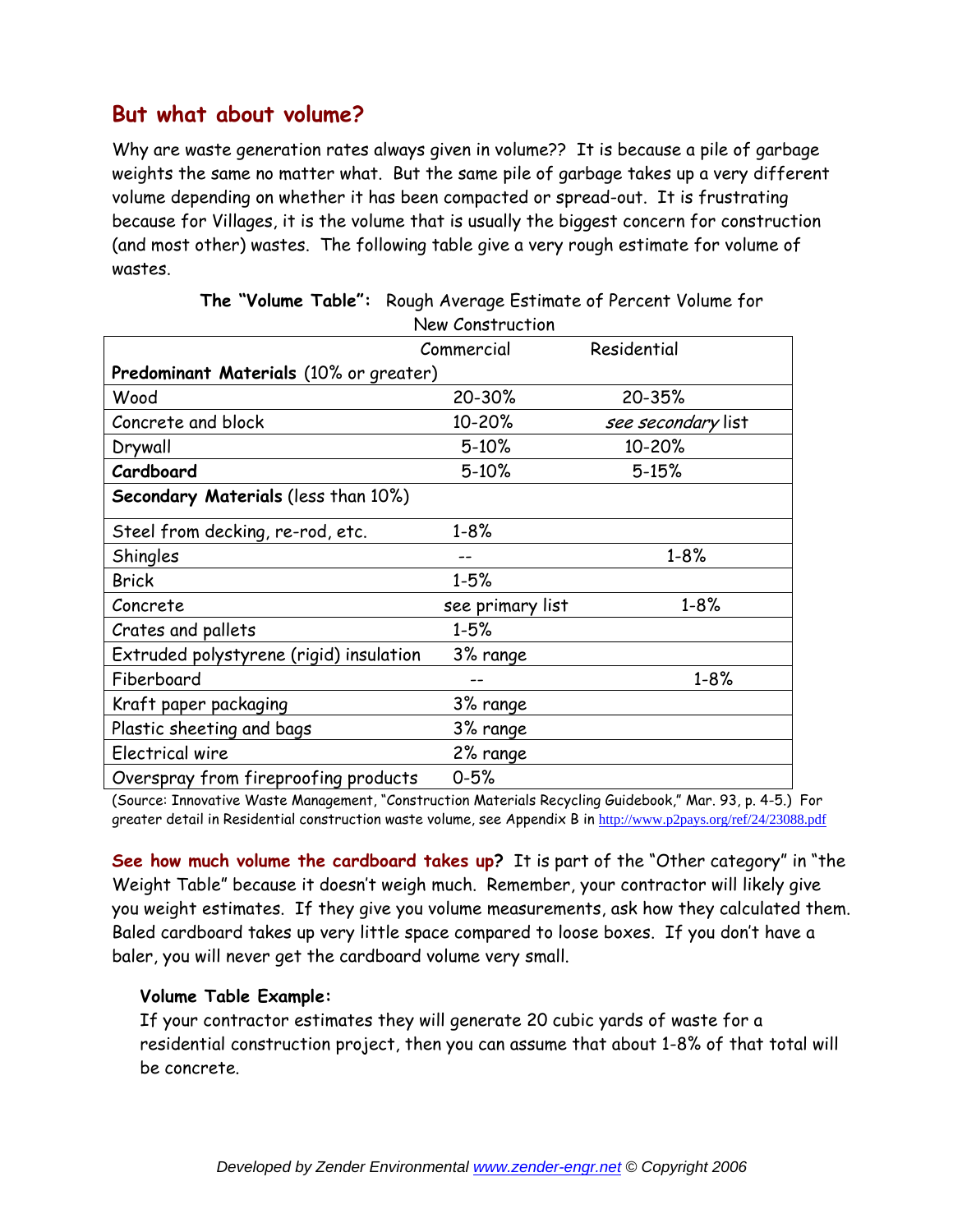## But what about volume?

Why are waste generation rates always given in volume?? It is because a pile of garbage weights the same no matter what. But the same pile of garbage takes up a very different volume depending on whether it has been compacted or spread-out. It is frustrating because for Villages, it is the volume that is usually the biggest concern for construction (and most other) wastes. The following table give a very rough estimate for volume of wastes.

**The "Volume Table":** Rough Average Estimate of Percent Volume for New Construction

| | Commercial | Residential |
|---|---|---|
| **Predominant Materials** (10% or greater) | | |
| Wood | 20-30% | 20-35% |
| Concrete and block | 10-20% | *see secondary* list |
| Drywall | 5-10% | 10-20% |
| **Cardboard** | 5-10% | 5-15% |
| **Secondary Materials** (less than 10%) | | |
| Steel from decking, re-rod, etc. | 1-8% | |
| Shingles | -- | 1-8% |
| Brick | 1-5% | |
| Concrete | see primary list | 1-8% |
| Crates and pallets | 1-5% | |
| Extruded polystyrene (rigid) insulation | 3% range | |
| Fiberboard | -- | 1-8% |
| Kraft paper packaging | 3% range | |
| Plastic sheeting and bags | 3% range | |
| Electrical wire | 2% range | |
| Overspray from fireproofing products | 0-5% | |

(Source: Innovative Waste Management, "Construction Materials Recycling Guidebook," Mar. 93, p. 4-5.) For greater detail in Residential construction waste volume, see Appendix B in http://www.p2pays.org/ref/24/23088.pdf

**See how much volume the cardboard takes up?** It is part of the "Other category" in "the Weight Table" because it doesn't weigh much. Remember, your contractor will likely give you weight estimates. If they give you volume measurements, ask how they calculated them. Baled cardboard takes up very little space compared to loose boxes. If you don't have a baler, you will never get the cardboard volume very small.

**Volume Table Example:**
If your contractor estimates they will generate 20 cubic yards of waste for a residential construction project, then you can assume that about 1-8% of that total will be concrete.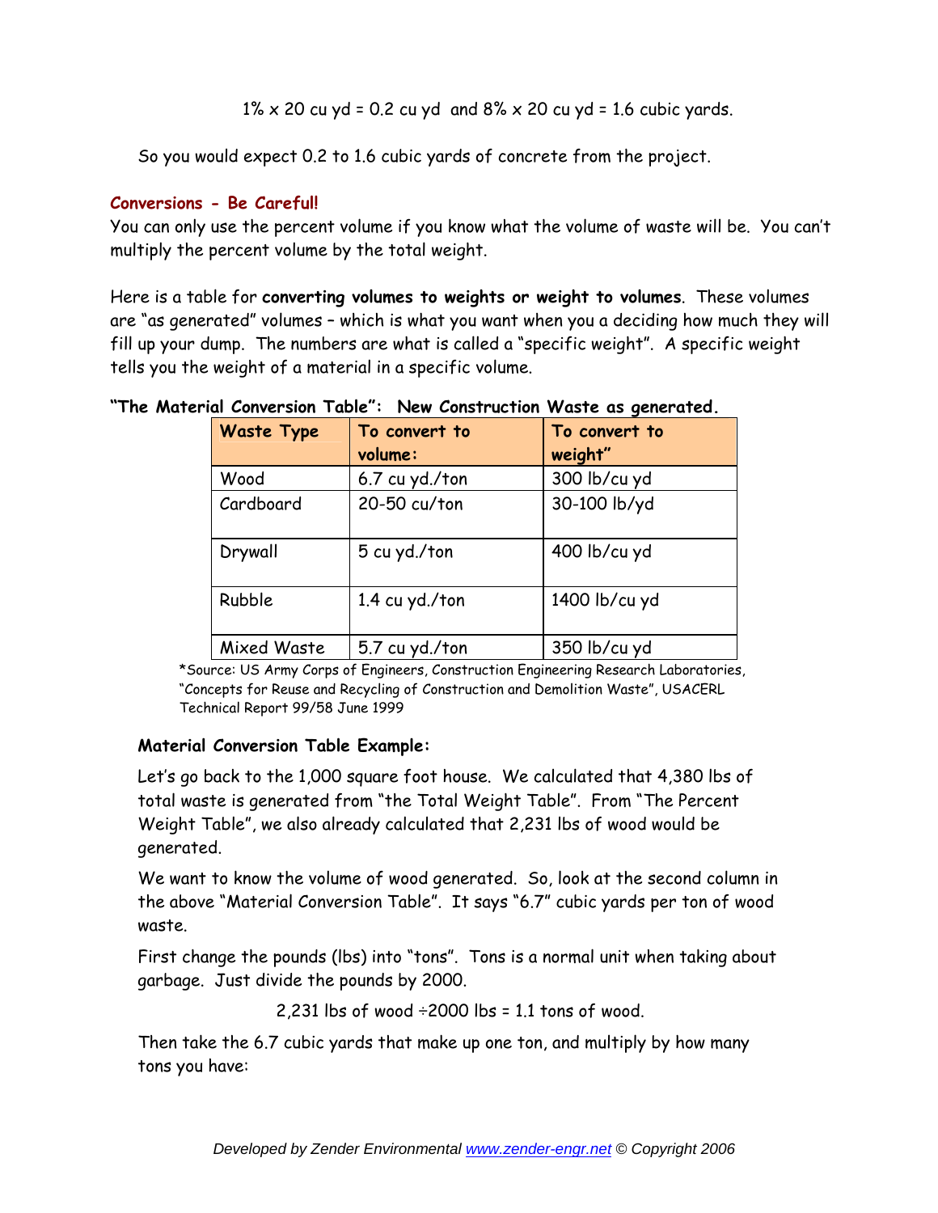1% x 20 cu yd = 0.2 cu yd  and 8% x 20 cu yd = 1.6 cubic yards.

So you would expect 0.2 to 1.6 cubic yards of concrete from the project.

### Conversions - Be Careful!

You can only use the percent volume if you know what the volume of waste will be. You can't multiply the percent volume by the total weight.

Here is a table for **converting volumes to weights or weight to volumes**. These volumes are "as generated" volumes – which is what you want when you a deciding how much they will fill up your dump. The numbers are what is called a "specific weight". A specific weight tells you the weight of a material in a specific volume.

**"The Material Conversion Table": New Construction Waste as generated.**

| Waste Type | To convert to volume: | To convert to weight" |
|---|---|---|
| Wood | 6.7 cu yd./ton | 300 lb/cu yd |
| Cardboard | 20-50 cu/ton | 30-100 lb/yd |
| Drywall | 5 cu yd./ton | 400 lb/cu yd |
| Rubble | 1.4 cu yd./ton | 1400 lb/cu yd |
| Mixed Waste | 5.7 cu yd./ton | 350 lb/cu yd |

*Source: US Army Corps of Engineers, Construction Engineering Research Laboratories, "Concepts for Reuse and Recycling of Construction and Demolition Waste", USACERL Technical Report 99/58 June 1999

**Material Conversion Table Example:**

Let's go back to the 1,000 square foot house. We calculated that 4,380 lbs of total waste is generated from "the Total Weight Table". From "The Percent Weight Table", we also already calculated that 2,231 lbs of wood would be generated.

We want to know the volume of wood generated. So, look at the second column in the above "Material Conversion Table". It says "6.7" cubic yards per ton of wood waste.

First change the pounds (lbs) into "tons". Tons is a normal unit when taking about garbage. Just divide the pounds by 2000.

2,231 lbs of wood ÷2000 lbs = 1.1 tons of wood.

Then take the 6.7 cubic yards that make up one ton, and multiply by how many tons you have: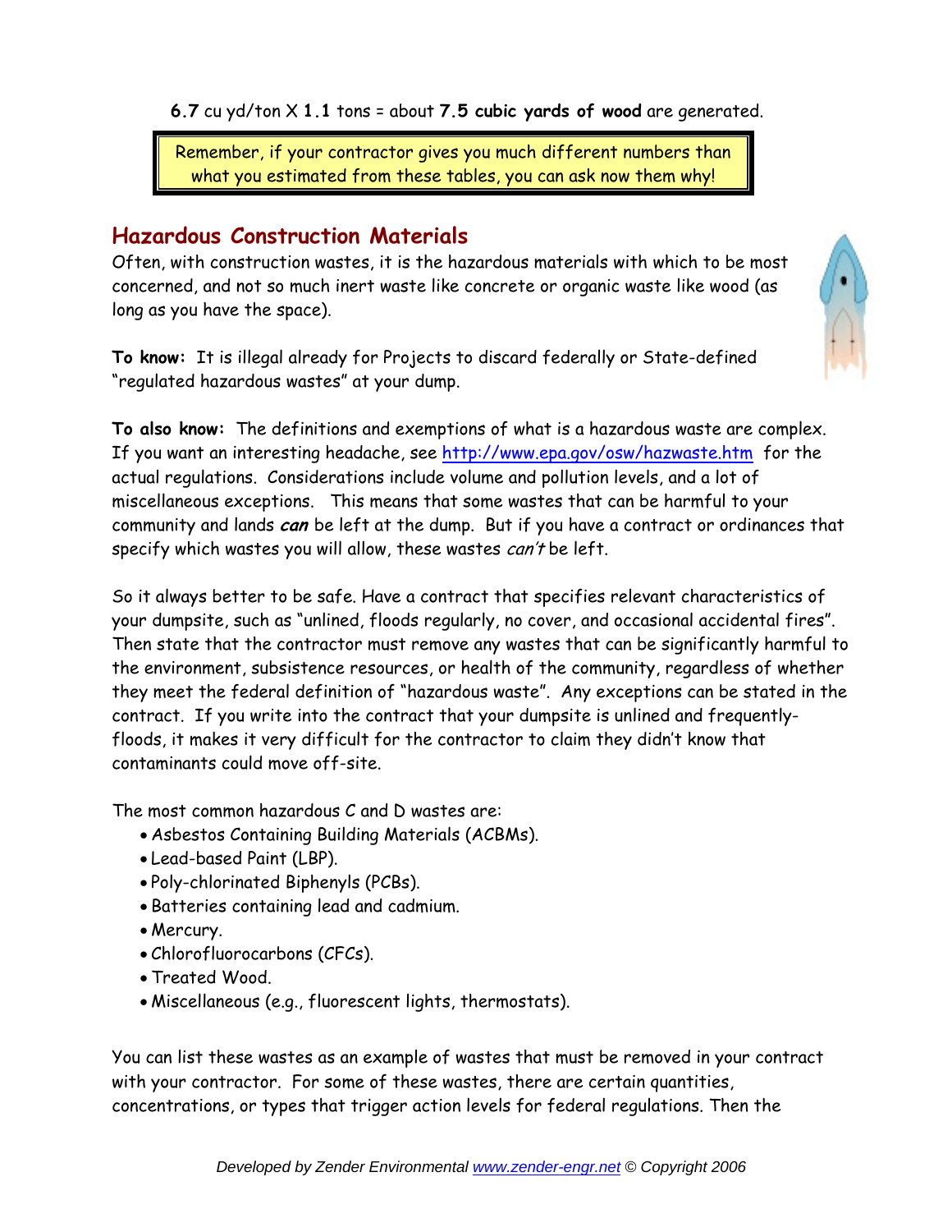**6.7** cu yd/ton X **1.1** tons = about **7.5 cubic yards of wood** are generated.

> Remember, if your contractor gives you much different numbers than what you estimated from these tables, you can ask now them why!

## Hazardous Construction Materials

Often, with construction wastes, it is the hazardous materials with which to be most concerned, and not so much inert waste like concrete or organic waste like wood (as long as you have the space).

**To know:** It is illegal already for Projects to discard federally or State-defined "regulated hazardous wastes" at your dump.

**To also know:** The definitions and exemptions of what is a hazardous waste are complex. If you want an interesting headache, see http://www.epa.gov/osw/hazwaste.htm for the actual regulations. Considerations include volume and pollution levels, and a lot of miscellaneous exceptions. This means that some wastes that can be harmful to your community and lands ***can*** be left at the dump. But if you have a contract or ordinances that specify which wastes you will allow, these wastes *can't* be left.

So it always better to be safe. Have a contract that specifies relevant characteristics of your dumpsite, such as "unlined, floods regularly, no cover, and occasional accidental fires". Then state that the contractor must remove any wastes that can be significantly harmful to the environment, subsistence resources, or health of the community, regardless of whether they meet the federal definition of "hazardous waste". Any exceptions can be stated in the contract. If you write into the contract that your dumpsite is unlined and frequently-floods, it makes it very difficult for the contractor to claim they didn't know that contaminants could move off-site.

The most common hazardous C and D wastes are:

- Asbestos Containing Building Materials (ACBMs).
- Lead-based Paint (LBP).
- Poly-chlorinated Biphenyls (PCBs).
- Batteries containing lead and cadmium.
- Mercury.
- Chlorofluorocarbons (CFCs).
- Treated Wood.
- Miscellaneous (e.g., fluorescent lights, thermostats).

You can list these wastes as an example of wastes that must be removed in your contract with your contractor. For some of these wastes, there are certain quantities, concentrations, or types that trigger action levels for federal regulations. Then the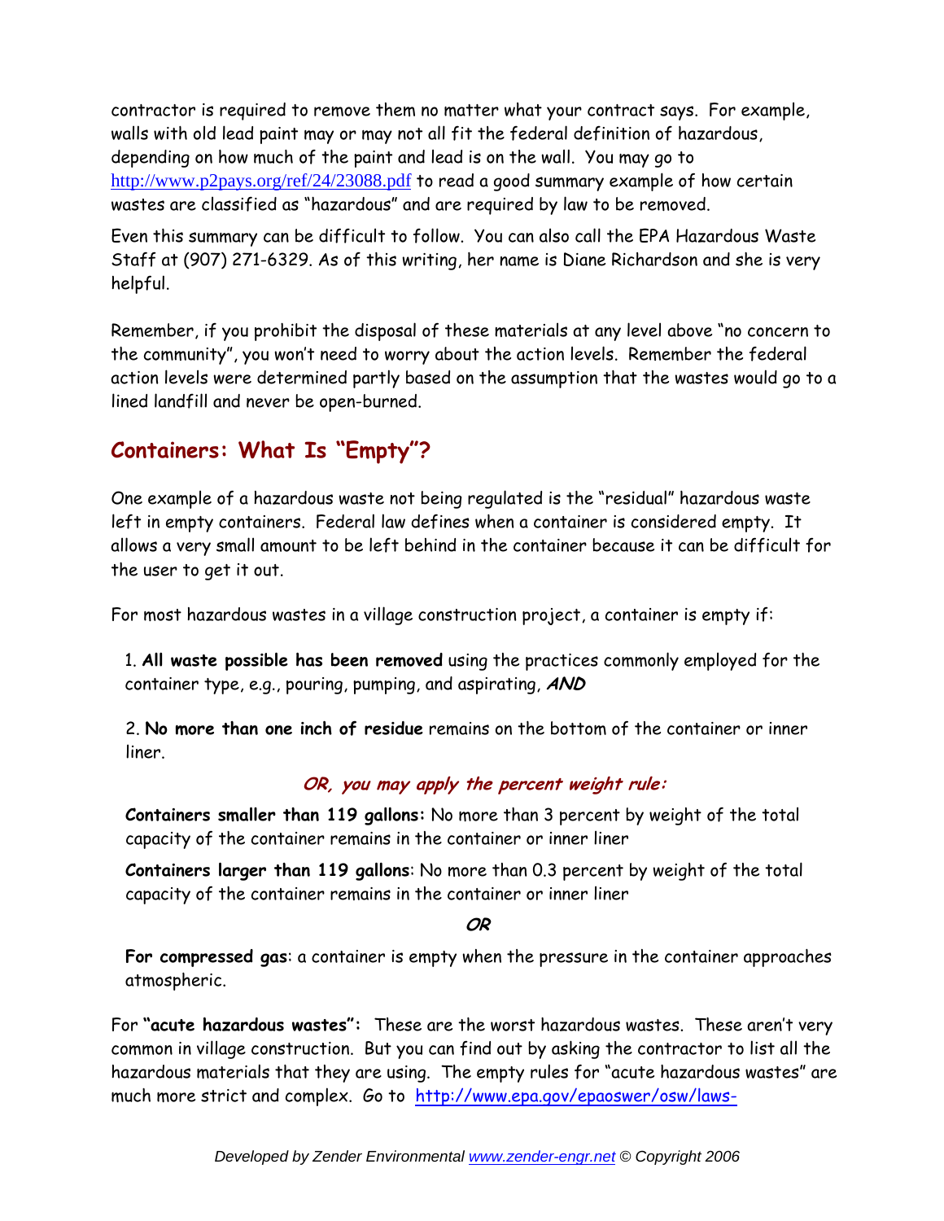contractor is required to remove them no matter what your contract says. For example, walls with old lead paint may or may not all fit the federal definition of hazardous, depending on how much of the paint and lead is on the wall. You may go to http://www.p2pays.org/ref/24/23088.pdf to read a good summary example of how certain wastes are classified as "hazardous" and are required by law to be removed.

Even this summary can be difficult to follow. You can also call the EPA Hazardous Waste Staff at (907) 271-6329. As of this writing, her name is Diane Richardson and she is very helpful.

Remember, if you prohibit the disposal of these materials at any level above "no concern to the community", you won't need to worry about the action levels. Remember the federal action levels were determined partly based on the assumption that the wastes would go to a lined landfill and never be open-burned.

## Containers: What Is "Empty"?

One example of a hazardous waste not being regulated is the "residual" hazardous waste left in empty containers. Federal law defines when a container is considered empty. It allows a very small amount to be left behind in the container because it can be difficult for the user to get it out.

For most hazardous wastes in a village construction project, a container is empty if:

1. **All waste possible has been removed** using the practices commonly employed for the container type, e.g., pouring, pumping, and aspirating, ***AND***

2. **No more than one inch of residue** remains on the bottom of the container or inner liner.

***OR, you may apply the percent weight rule:***

**Containers smaller than 119 gallons:** No more than 3 percent by weight of the total capacity of the container remains in the container or inner liner

**Containers larger than 119 gallons**: No more than 0.3 percent by weight of the total capacity of the container remains in the container or inner liner

***OR***

**For compressed gas**: a container is empty when the pressure in the container approaches atmospheric.

For **"acute hazardous wastes":** These are the worst hazardous wastes. These aren't very common in village construction. But you can find out by asking the contractor to list all the hazardous materials that they are using. The empty rules for "acute hazardous wastes" are much more strict and complex. Go to http://www.epa.gov/epaoswer/osw/laws-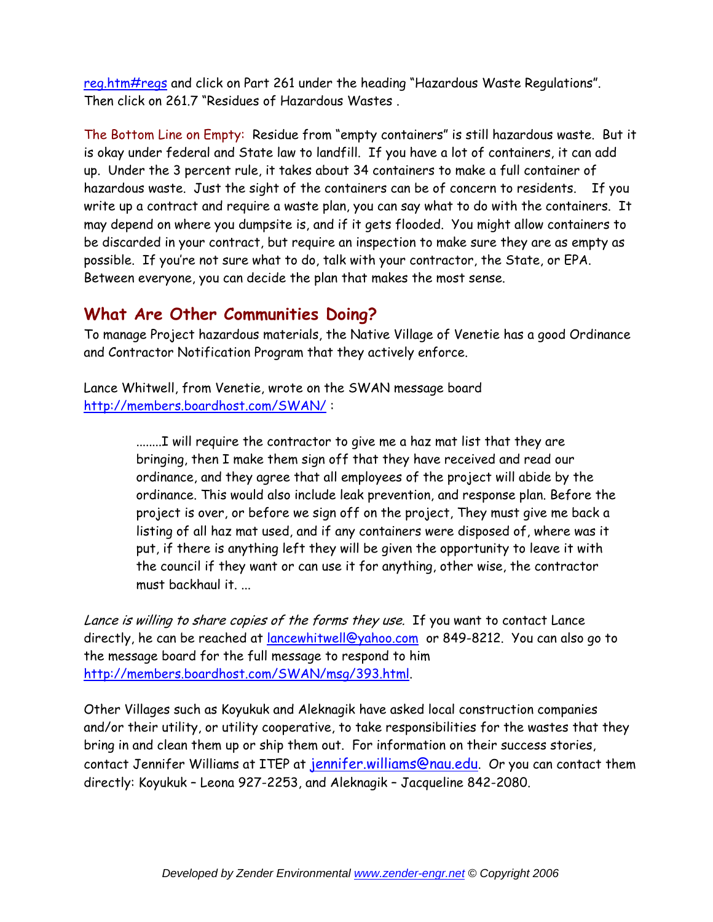reg.htm#regs and click on Part 261 under the heading "Hazardous Waste Regulations". Then click on 261.7 "Residues of Hazardous Wastes .

The Bottom Line on Empty: Residue from "empty containers" is still hazardous waste. But it is okay under federal and State law to landfill. If you have a lot of containers, it can add up. Under the 3 percent rule, it takes about 34 containers to make a full container of hazardous waste. Just the sight of the containers can be of concern to residents. If you write up a contract and require a waste plan, you can say what to do with the containers. It may depend on where you dumpsite is, and if it gets flooded. You might allow containers to be discarded in your contract, but require an inspection to make sure they are as empty as possible. If you're not sure what to do, talk with your contractor, the State, or EPA. Between everyone, you can decide the plan that makes the most sense.

## What Are Other Communities Doing?

To manage Project hazardous materials, the Native Village of Venetie has a good Ordinance and Contractor Notification Program that they actively enforce.

Lance Whitwell, from Venetie, wrote on the SWAN message board http://members.boardhost.com/SWAN/ :

> ........I will require the contractor to give me a haz mat list that they are bringing, then I make them sign off that they have received and read our ordinance, and they agree that all employees of the project will abide by the ordinance. This would also include leak prevention, and response plan. Before the project is over, or before we sign off on the project, They must give me back a listing of all haz mat used, and if any containers were disposed of, where was it put, if there is anything left they will be given the opportunity to leave it with the council if they want or can use it for anything, other wise, the contractor must backhaul it. ...

*Lance is willing to share copies of the forms they use.* If you want to contact Lance directly, he can be reached at lancewhitwell@yahoo.com or 849-8212. You can also go to the message board for the full message to respond to him http://members.boardhost.com/SWAN/msg/393.html.

Other Villages such as Koyukuk and Aleknagik have asked local construction companies and/or their utility, or utility cooperative, to take responsibilities for the wastes that they bring in and clean them up or ship them out. For information on their success stories, contact Jennifer Williams at ITEP at jennifer.williams@nau.edu. Or you can contact them directly: Koyukuk – Leona 927-2253, and Aleknagik – Jacqueline 842-2080.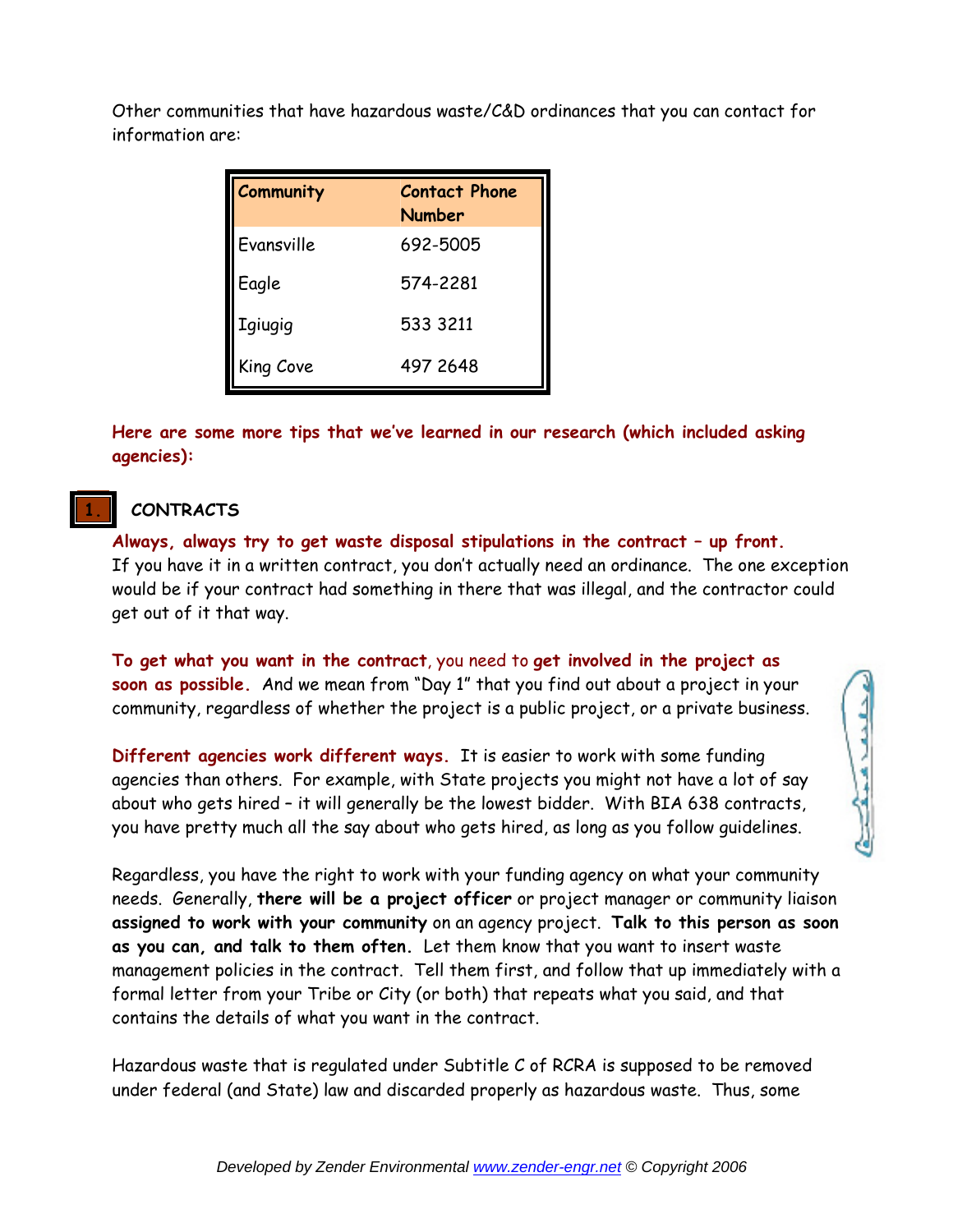Other communities that have hazardous waste/C&D ordinances that you can contact for information are:

| Community | Contact Phone Number |
| --- | --- |
| Evansville | 692-5005 |
| Eagle | 574-2281 |
| Igiugig | 533 3211 |
| King Cove | 497 2648 |

**Here are some more tips that we've learned in our research (which included asking agencies):**

## 1. CONTRACTS

**Always, always try to get waste disposal stipulations in the contract – up front.** If you have it in a written contract, you don't actually need an ordinance. The one exception would be if your contract had something in there that was illegal, and the contractor could get out of it that way.

**To get what you want in the contract**, you need to **get involved in the project as soon as possible.** And we mean from "Day 1" that you find out about a project in your community, regardless of whether the project is a public project, or a private business.

**Different agencies work different ways.** It is easier to work with some funding agencies than others. For example, with State projects you might not have a lot of say about who gets hired – it will generally be the lowest bidder. With BIA 638 contracts, you have pretty much all the say about who gets hired, as long as you follow guidelines.

Regardless, you have the right to work with your funding agency on what your community needs. Generally, **there will be a project officer** or project manager or community liaison **assigned to work with your community** on an agency project. **Talk to this person as soon as you can, and talk to them often.** Let them know that you want to insert waste management policies in the contract. Tell them first, and follow that up immediately with a formal letter from your Tribe or City (or both) that repeats what you said, and that contains the details of what you want in the contract.

Hazardous waste that is regulated under Subtitle C of RCRA is supposed to be removed under federal (and State) law and discarded properly as hazardous waste. Thus, some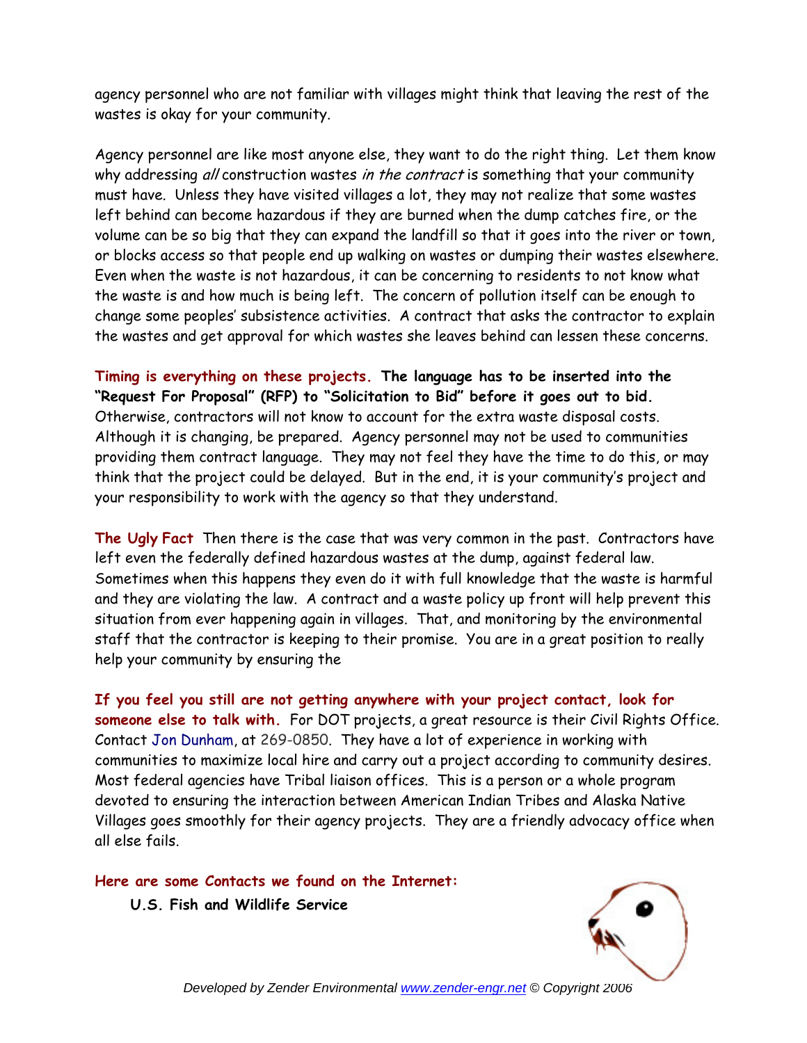agency personnel who are not familiar with villages might think that leaving the rest of the wastes is okay for your community.

Agency personnel are like most anyone else, they want to do the right thing. Let them know why addressing *all* construction wastes *in the contract* is something that your community must have. Unless they have visited villages a lot, they may not realize that some wastes left behind can become hazardous if they are burned when the dump catches fire, or the volume can be so big that they can expand the landfill so that it goes into the river or town, or blocks access so that people end up walking on wastes or dumping their wastes elsewhere. Even when the waste is not hazardous, it can be concerning to residents to not know what the waste is and how much is being left. The concern of pollution itself can be enough to change some peoples' subsistence activities. A contract that asks the contractor to explain the wastes and get approval for which wastes she leaves behind can lessen these concerns.

**Timing is everything on these projects. The language has to be inserted into the "Request For Proposal" (RFP) to "Solicitation to Bid" before it goes out to bid.** Otherwise, contractors will not know to account for the extra waste disposal costs. Although it is changing, be prepared. Agency personnel may not be used to communities providing them contract language. They may not feel they have the time to do this, or may think that the project could be delayed. But in the end, it is your community's project and your responsibility to work with the agency so that they understand.

**The Ugly Fact** Then there is the case that was very common in the past. Contractors have left even the federally defined hazardous wastes at the dump, against federal law. Sometimes when this happens they even do it with full knowledge that the waste is harmful and they are violating the law. A contract and a waste policy up front will help prevent this situation from ever happening again in villages. That, and monitoring by the environmental staff that the contractor is keeping to their promise. You are in a great position to really help your community by ensuring the

**If you feel you still are not getting anywhere with your project contact, look for someone else to talk with.** For DOT projects, a great resource is their Civil Rights Office. Contact Jon Dunham, at 269-0850. They have a lot of experience in working with communities to maximize local hire and carry out a project according to community desires. Most federal agencies have Tribal liaison offices. This is a person or a whole program devoted to ensuring the interaction between American Indian Tribes and Alaska Native Villages goes smoothly for their agency projects. They are a friendly advocacy office when all else fails.

**Here are some Contacts we found on the Internet:**

**U.S. Fish and Wildlife Service**

*Developed by Zender Environmental www.zender-engr.net © Copyright 2006*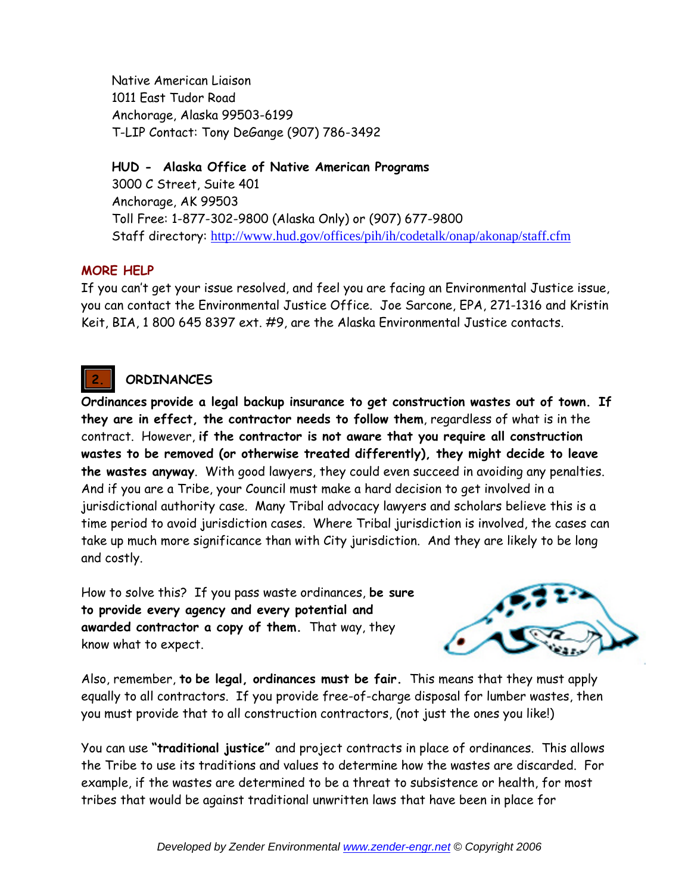Native American Liaison
1011 East Tudor Road
Anchorage, Alaska 99503-6199
T-LIP Contact: Tony DeGange (907) 786-3492

**HUD - Alaska Office of Native American Programs**
3000 C Street, Suite 401
Anchorage, AK 99503
Toll Free: 1-877-302-9800 (Alaska Only) or (907) 677-9800
Staff directory: http://www.hud.gov/offices/pih/ih/codetalk/onap/akonap/staff.cfm

## MORE HELP

If you can't get your issue resolved, and feel you are facing an Environmental Justice issue, you can contact the Environmental Justice Office. Joe Sarcone, EPA, 271-1316 and Kristin Keit, BIA, 1 800 645 8397 ext. #9, are the Alaska Environmental Justice contacts.

## 2. ORDINANCES

**Ordinances provide a legal backup insurance to get construction wastes out of town. If they are in effect, the contractor needs to follow them**, regardless of what is in the contract. However, **if the contractor is not aware that you require all construction wastes to be removed (or otherwise treated differently), they might decide to leave the wastes anyway**. With good lawyers, they could even succeed in avoiding any penalties. And if you are a Tribe, your Council must make a hard decision to get involved in a jurisdictional authority case. Many Tribal advocacy lawyers and scholars believe this is a time period to avoid jurisdiction cases. Where Tribal jurisdiction is involved, the cases can take up much more significance than with City jurisdiction. And they are likely to be long and costly.

How to solve this? If you pass waste ordinances, **be sure to provide every agency and every potential and awarded contractor a copy of them.** That way, they know what to expect.

Also, remember, **to be legal, ordinances must be fair.** This means that they must apply equally to all contractors. If you provide free-of-charge disposal for lumber wastes, then you must provide that to all construction contractors, (not just the ones you like!)

You can use **"traditional justice"** and project contracts in place of ordinances. This allows the Tribe to use its traditions and values to determine how the wastes are discarded. For example, if the wastes are determined to be a threat to subsistence or health, for most tribes that would be against traditional unwritten laws that have been in place for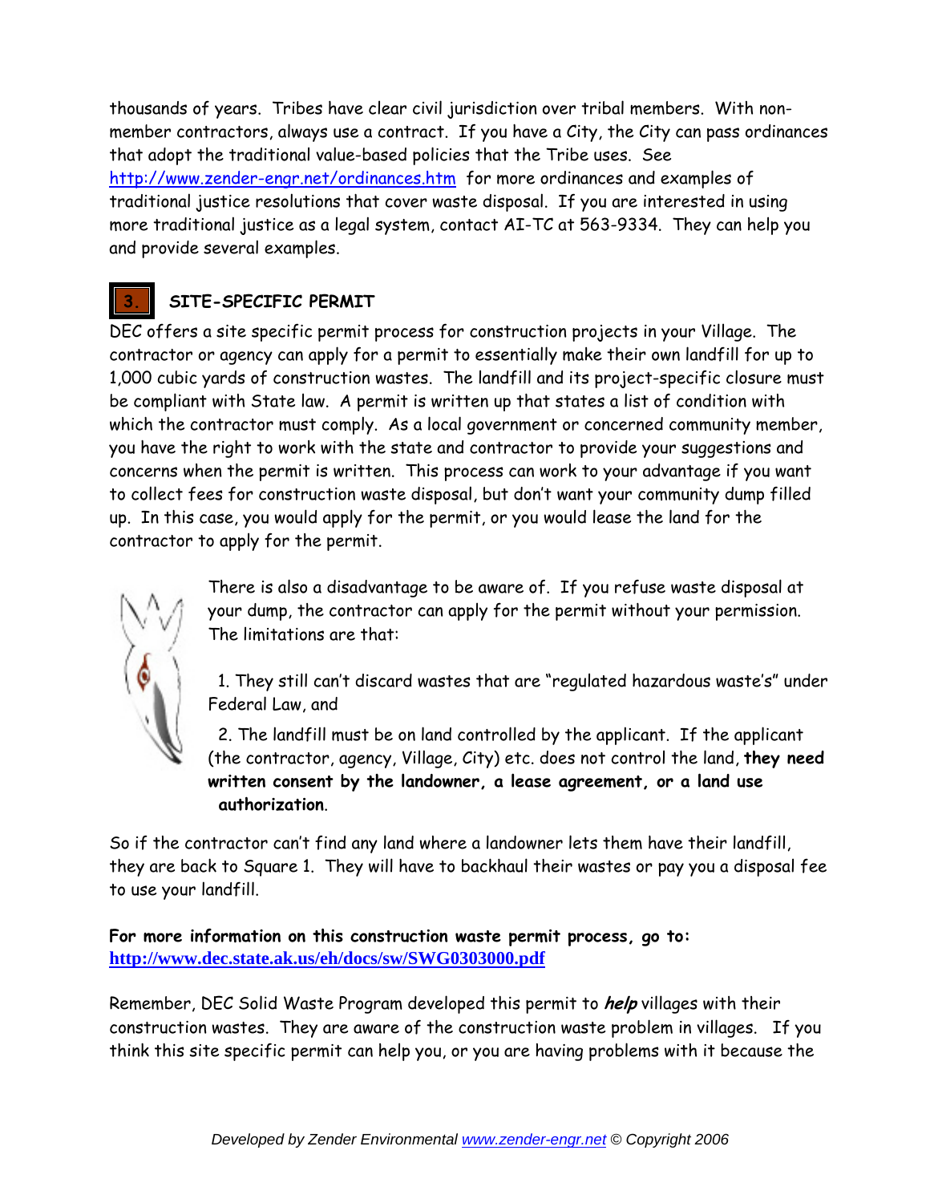thousands of years. Tribes have clear civil jurisdiction over tribal members. With non-member contractors, always use a contract. If you have a City, the City can pass ordinances that adopt the traditional value-based policies that the Tribe uses. See http://www.zender-engr.net/ordinances.htm for more ordinances and examples of traditional justice resolutions that cover waste disposal. If you are interested in using more traditional justice as a legal system, contact AI-TC at 563-9334. They can help you and provide several examples.

## 3. SITE-SPECIFIC PERMIT

DEC offers a site specific permit process for construction projects in your Village. The contractor or agency can apply for a permit to essentially make their own landfill for up to 1,000 cubic yards of construction wastes. The landfill and its project-specific closure must be compliant with State law. A permit is written up that states a list of condition with which the contractor must comply. As a local government or concerned community member, you have the right to work with the state and contractor to provide your suggestions and concerns when the permit is written. This process can work to your advantage if you want to collect fees for construction waste disposal, but don't want your community dump filled up. In this case, you would apply for the permit, or you would lease the land for the contractor to apply for the permit.

There is also a disadvantage to be aware of. If you refuse waste disposal at your dump, the contractor can apply for the permit without your permission. The limitations are that:

1. They still can't discard wastes that are "regulated hazardous waste's" under Federal Law, and
2. The landfill must be on land controlled by the applicant. If the applicant (the contractor, agency, Village, City) etc. does not control the land, **they need written consent by the landowner, a lease agreement, or a land use authorization**.

So if the contractor can't find any land where a landowner lets them have their landfill, they are back to Square 1. They will have to backhaul their wastes or pay you a disposal fee to use your landfill.

**For more information on this construction waste permit process, go to: http://www.dec.state.ak.us/eh/docs/sw/SWG0303000.pdf**

Remember, DEC Solid Waste Program developed this permit to ***help*** villages with their construction wastes. They are aware of the construction waste problem in villages. If you think this site specific permit can help you, or you are having problems with it because the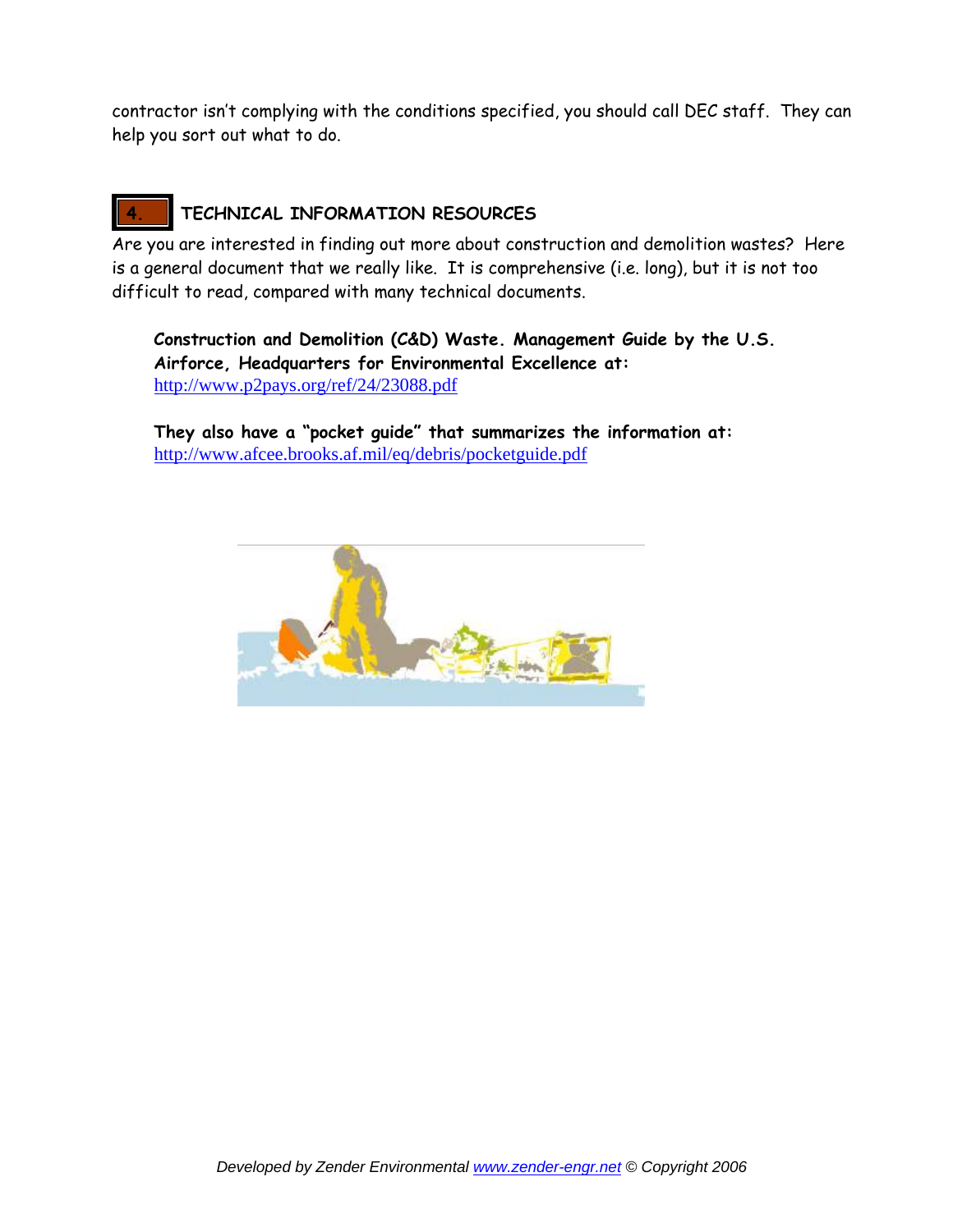contractor isn't complying with the conditions specified, you should call DEC staff. They can help you sort out what to do.

## 4. TECHNICAL INFORMATION RESOURCES

Are you are interested in finding out more about construction and demolition wastes? Here is a general document that we really like. It is comprehensive (i.e. long), but it is not too difficult to read, compared with many technical documents.

**Construction and Demolition (C&D) Waste. Management Guide by the U.S. Airforce, Headquarters for Environmental Excellence at:**
http://www.p2pays.org/ref/24/23088.pdf

**They also have a "pocket guide" that summarizes the information at:**
http://www.afcee.brooks.af.mil/eq/debris/pocketguide.pdf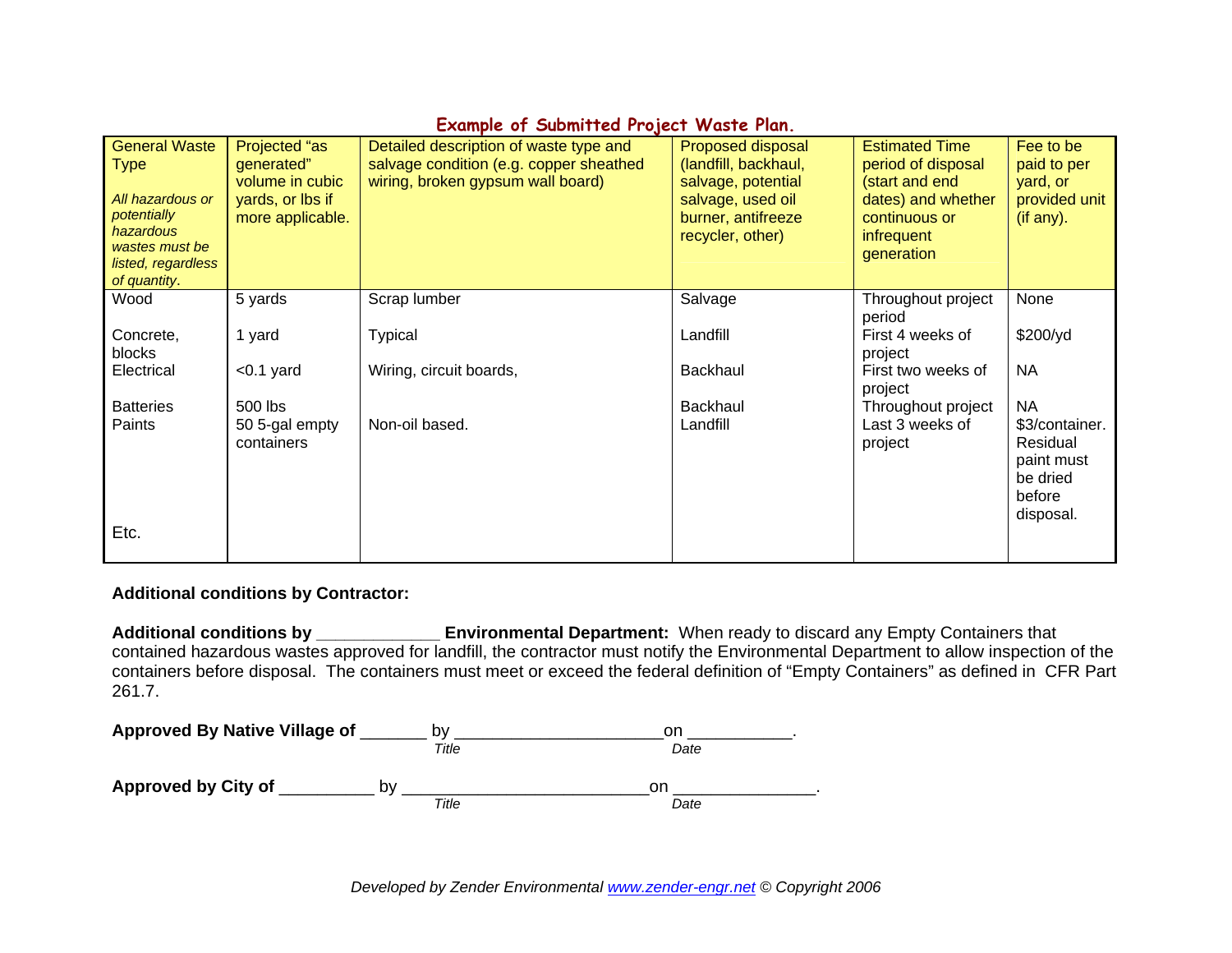## Example of Submitted Project Waste Plan.

| General Waste Type<br><br>*All hazardous or potentially hazardous wastes must be listed, regardless of quantity*. | Projected "as generated" volume in cubic yards, or lbs if more applicable. | Detailed description of waste type and salvage condition (e.g. copper sheathed wiring, broken gypsum wall board) | Proposed disposal (landfill, backhaul, salvage, potential salvage, used oil burner, antifreeze recycler, other) | Estimated Time period of disposal (start and end dates) and whether continuous or infrequent generation | Fee to be paid to per yard, or provided unit (if any). |
|---|---|---|---|---|---|
| Wood | 5 yards | Scrap lumber | Salvage | Throughout project period | None |
| Concrete, blocks | 1 yard | Typical | Landfill | First 4 weeks of project | $200/yd |
| Electrical | <0.1 yard | Wiring, circuit boards, | Backhaul | First two weeks of project | NA |
| Batteries | 500 lbs | | Backhaul | Throughout project | NA |
| Paints | 50 5-gal empty containers | Non-oil based. | Landfill | Last 3 weeks of project | $3/container. Residual paint must be dried before disposal. |
| Etc. | | | | | |

**Additional conditions by Contractor:**

**Additional conditions by ____________ Environmental Department:** When ready to discard any Empty Containers that contained hazardous wastes approved for landfill, the contractor must notify the Environmental Department to allow inspection of the containers before disposal. The containers must meet or exceed the federal definition of "Empty Containers" as defined in CFR Part 261.7.

**Approved By Native Village of** _______ by _____________________on __________.
*Title* *Date*

**Approved by City of** __________ by _________________________on ______________.
*Title* *Date*

*Developed by Zender Environmental [www.zender-engr.net](http://www.zender-engr.net) © Copyright 2006*